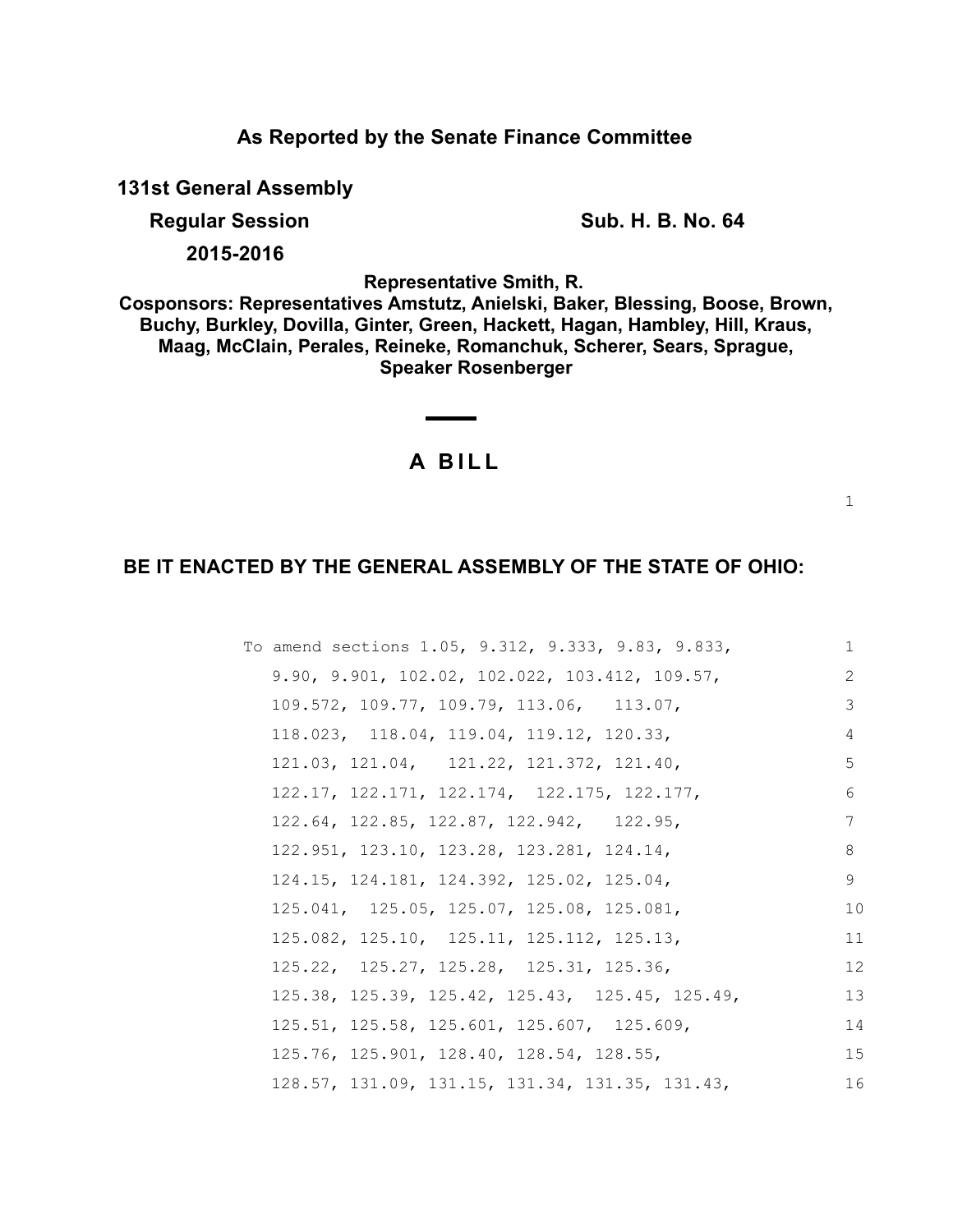**As Reported by the Senate Finance Committee**

**131st General Assembly**

**Regular Session** **Sub. H. B. No. 64**

**2015-2016**

**Representative Smith, R.**

**Cosponsors: Representatives Amstutz, Anielski, Baker, Blessing, Boose, Brown, Buchy, Burkley, Dovilla, Ginter, Green, Hackett, Hagan, Hambley, Hill, Kraus, Maag, McClain, Perales, Reineke, Romanchuk, Scherer, Sears, Sprague, Speaker Rosenberger**

# A BILL

**BE IT ENACTED BY THE GENERAL ASSEMBLY OF THE STATE OF OHIO:**

To amend sections 1.05, 9.312, 9.333, 9.83, 9.833, 9.90, 9.901, 102.02, 102.022, 103.412, 109.57, 109.572, 109.77, 109.79, 113.06, 113.07, 118.023, 118.04, 119.04, 119.12, 120.33, 121.03, 121.04, 121.22, 121.372, 121.40, 122.17, 122.171, 122.174, 122.175, 122.177, 122.64, 122.85, 122.87, 122.942, 122.95, 122.951, 123.10, 123.28, 123.281, 124.14, 124.15, 124.181, 124.392, 125.02, 125.04, 125.041, 125.05, 125.07, 125.08, 125.081, 125.082, 125.10, 125.11, 125.112, 125.13, 125.22, 125.27, 125.28, 125.31, 125.36, 125.38, 125.39, 125.42, 125.43, 125.45, 125.49, 125.51, 125.58, 125.601, 125.607, 125.609, 125.76, 125.901, 128.40, 128.54, 128.55, 128.57, 131.09, 131.15, 131.34, 131.35, 131.43,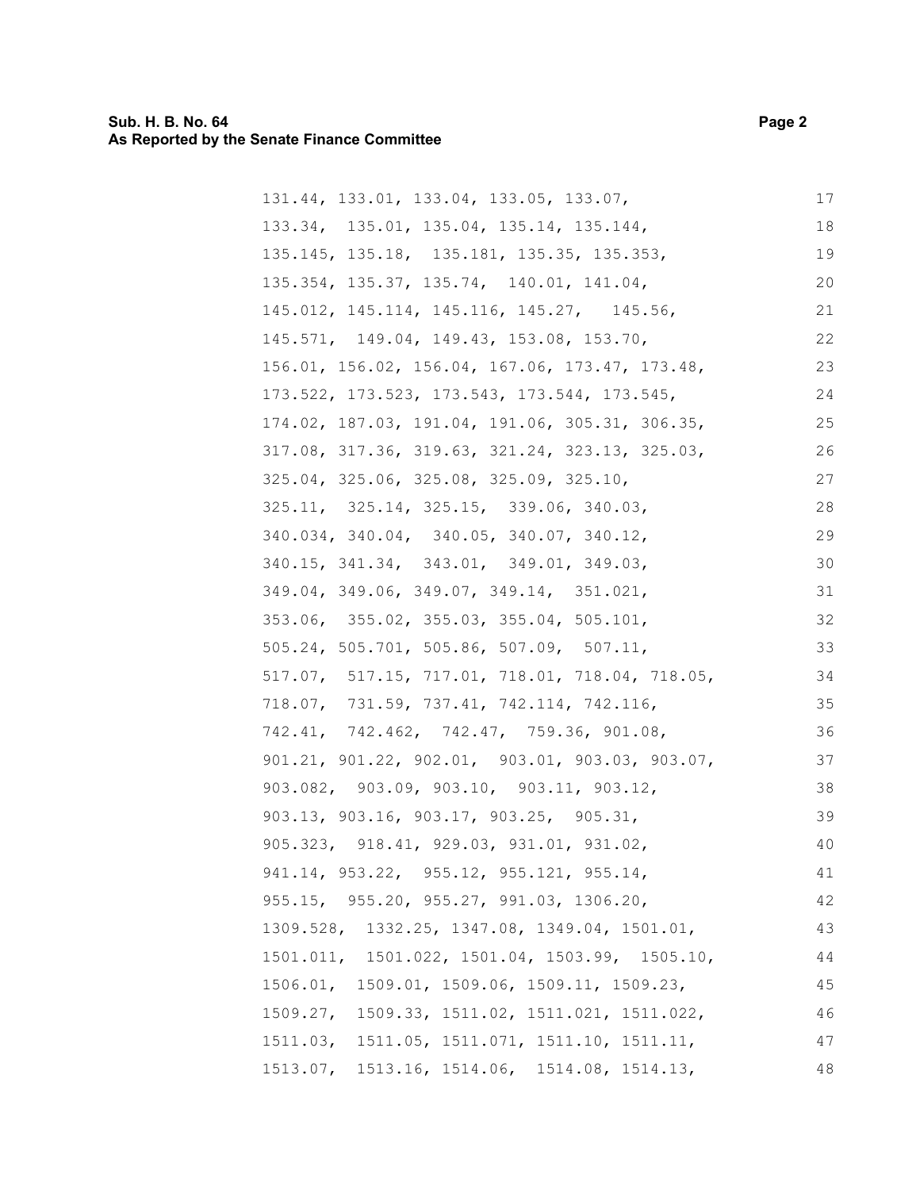131.44, 133.01, 133.04, 133.05, 133.07, 17
133.34, 135.01, 135.04, 135.14, 135.144, 18
135.145, 135.18, 135.181, 135.35, 135.353, 19
135.354, 135.37, 135.74, 140.01, 141.04, 20
145.012, 145.114, 145.116, 145.27, 145.56, 21
145.571, 149.04, 149.43, 153.08, 153.70, 22
156.01, 156.02, 156.04, 167.06, 173.47, 173.48, 23
173.522, 173.523, 173.543, 173.544, 173.545, 24
174.02, 187.03, 191.04, 191.06, 305.31, 306.35, 25
317.08, 317.36, 319.63, 321.24, 323.13, 325.03, 26
325.04, 325.06, 325.08, 325.09, 325.10, 27
325.11, 325.14, 325.15, 339.06, 340.03, 28
340.034, 340.04, 340.05, 340.07, 340.12, 29
340.15, 341.34, 343.01, 349.01, 349.03, 30
349.04, 349.06, 349.07, 349.14, 351.021, 31
353.06, 355.02, 355.03, 355.04, 505.101, 32
505.24, 505.701, 505.86, 507.09, 507.11, 33
517.07, 517.15, 717.01, 718.01, 718.04, 718.05, 34
718.07, 731.59, 737.41, 742.114, 742.116, 35
742.41, 742.462, 742.47, 759.36, 901.08, 36
901.21, 901.22, 902.01, 903.01, 903.03, 903.07, 37
903.082, 903.09, 903.10, 903.11, 903.12, 38
903.13, 903.16, 903.17, 903.25, 905.31, 39
905.323, 918.41, 929.03, 931.01, 931.02, 40
941.14, 953.22, 955.12, 955.121, 955.14, 41
955.15, 955.20, 955.27, 991.03, 1306.20, 42
1309.528, 1332.25, 1347.08, 1349.04, 1501.01, 43
1501.011, 1501.022, 1501.04, 1503.99, 1505.10, 44
1506.01, 1509.01, 1509.06, 1509.11, 1509.23, 45
1509.27, 1509.33, 1511.02, 1511.021, 1511.022, 46
1511.03, 1511.05, 1511.071, 1511.10, 1511.11, 47
1513.07, 1513.16, 1514.06, 1514.08, 1514.13, 48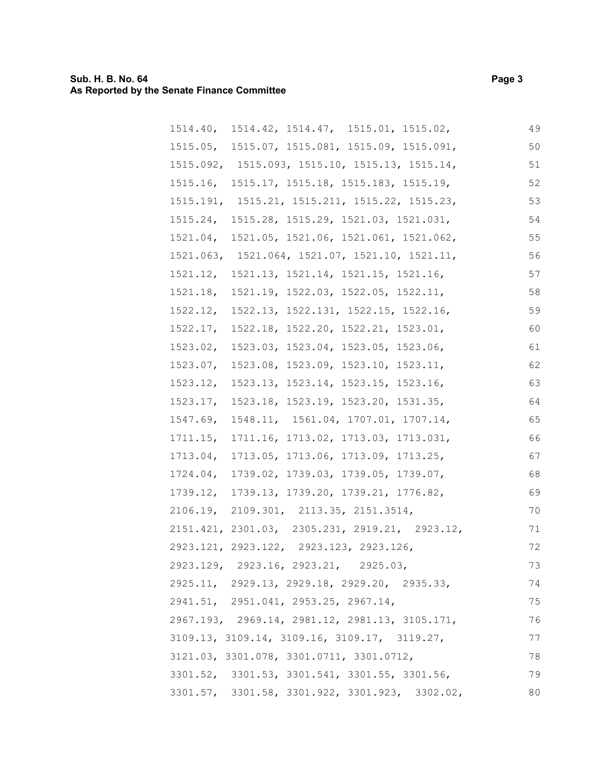1514.40, 1514.42, 1514.47, 1515.01, 1515.02, 49
1515.05, 1515.07, 1515.081, 1515.09, 1515.091, 50
1515.092, 1515.093, 1515.10, 1515.13, 1515.14, 51
1515.16, 1515.17, 1515.18, 1515.183, 1515.19, 52
1515.191, 1515.21, 1515.211, 1515.22, 1515.23, 53
1515.24, 1515.28, 1515.29, 1521.03, 1521.031, 54
1521.04, 1521.05, 1521.06, 1521.061, 1521.062, 55
1521.063, 1521.064, 1521.07, 1521.10, 1521.11, 56
1521.12, 1521.13, 1521.14, 1521.15, 1521.16, 57
1521.18, 1521.19, 1522.03, 1522.05, 1522.11, 58
1522.12, 1522.13, 1522.131, 1522.15, 1522.16, 59
1522.17, 1522.18, 1522.20, 1522.21, 1523.01, 60
1523.02, 1523.03, 1523.04, 1523.05, 1523.06, 61
1523.07, 1523.08, 1523.09, 1523.10, 1523.11, 62
1523.12, 1523.13, 1523.14, 1523.15, 1523.16, 63
1523.17, 1523.18, 1523.19, 1523.20, 1531.35, 64
1547.69, 1548.11, 1561.04, 1707.01, 1707.14, 65
1711.15, 1711.16, 1713.02, 1713.03, 1713.031, 66
1713.04, 1713.05, 1713.06, 1713.09, 1713.25, 67
1724.04, 1739.02, 1739.03, 1739.05, 1739.07, 68
1739.12, 1739.13, 1739.20, 1739.21, 1776.82, 69
2106.19, 2109.301, 2113.35, 2151.3514, 70
2151.421, 2301.03, 2305.231, 2919.21, 2923.12, 71
2923.121, 2923.122, 2923.123, 2923.126, 72
2923.129, 2923.16, 2923.21, 2925.03, 73
2925.11, 2929.13, 2929.18, 2929.20, 2935.33, 74
2941.51, 2951.041, 2953.25, 2967.14, 75
2967.193, 2969.14, 2981.12, 2981.13, 3105.171, 76
3109.13, 3109.14, 3109.16, 3109.17, 3119.27, 77
3121.03, 3301.078, 3301.0711, 3301.0712, 78
3301.52, 3301.53, 3301.541, 3301.55, 3301.56, 79
3301.57, 3301.58, 3301.922, 3301.923, 3302.02, 80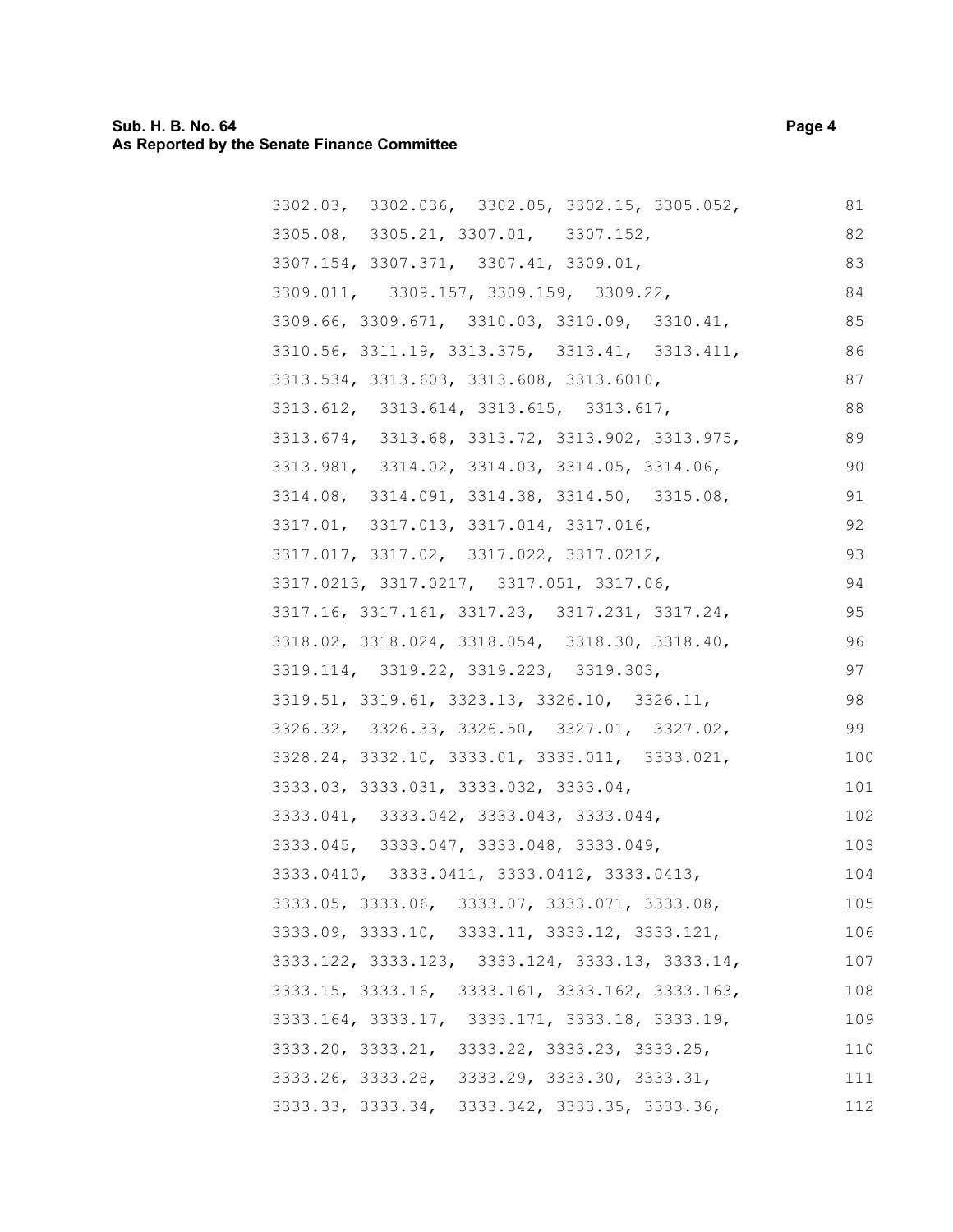3302.03, 3302.036, 3302.05, 3302.15, 3305.052, 81
3305.08, 3305.21, 3307.01, 3307.152, 82
3307.154, 3307.371, 3307.41, 3309.01, 83
3309.011, 3309.157, 3309.159, 3309.22, 84
3309.66, 3309.671, 3310.03, 3310.09, 3310.41, 85
3310.56, 3311.19, 3313.375, 3313.41, 3313.411, 86
3313.534, 3313.603, 3313.608, 3313.6010, 87
3313.612, 3313.614, 3313.615, 3313.617, 88
3313.674, 3313.68, 3313.72, 3313.902, 3313.975, 89
3313.981, 3314.02, 3314.03, 3314.05, 3314.06, 90
3314.08, 3314.091, 3314.38, 3314.50, 3315.08, 91
3317.01, 3317.013, 3317.014, 3317.016, 92
3317.017, 3317.02, 3317.022, 3317.0212, 93
3317.0213, 3317.0217, 3317.051, 3317.06, 94
3317.16, 3317.161, 3317.23, 3317.231, 3317.24, 95
3318.02, 3318.024, 3318.054, 3318.30, 3318.40, 96
3319.114, 3319.22, 3319.223, 3319.303, 97
3319.51, 3319.61, 3323.13, 3326.10, 3326.11, 98
3326.32, 3326.33, 3326.50, 3327.01, 3327.02, 99
3328.24, 3332.10, 3333.01, 3333.011, 3333.021, 100
3333.03, 3333.031, 3333.032, 3333.04, 101
3333.041, 3333.042, 3333.043, 3333.044, 102
3333.045, 3333.047, 3333.048, 3333.049, 103
3333.0410, 3333.0411, 3333.0412, 3333.0413, 104
3333.05, 3333.06, 3333.07, 3333.071, 3333.08, 105
3333.09, 3333.10, 3333.11, 3333.12, 3333.121, 106
3333.122, 3333.123, 3333.124, 3333.13, 3333.14, 107
3333.15, 3333.16, 3333.161, 3333.162, 3333.163, 108
3333.164, 3333.17, 3333.171, 3333.18, 3333.19, 109
3333.20, 3333.21, 3333.22, 3333.23, 3333.25, 110
3333.26, 3333.28, 3333.29, 3333.30, 3333.31, 111
3333.33, 3333.34, 3333.342, 3333.35, 3333.36, 112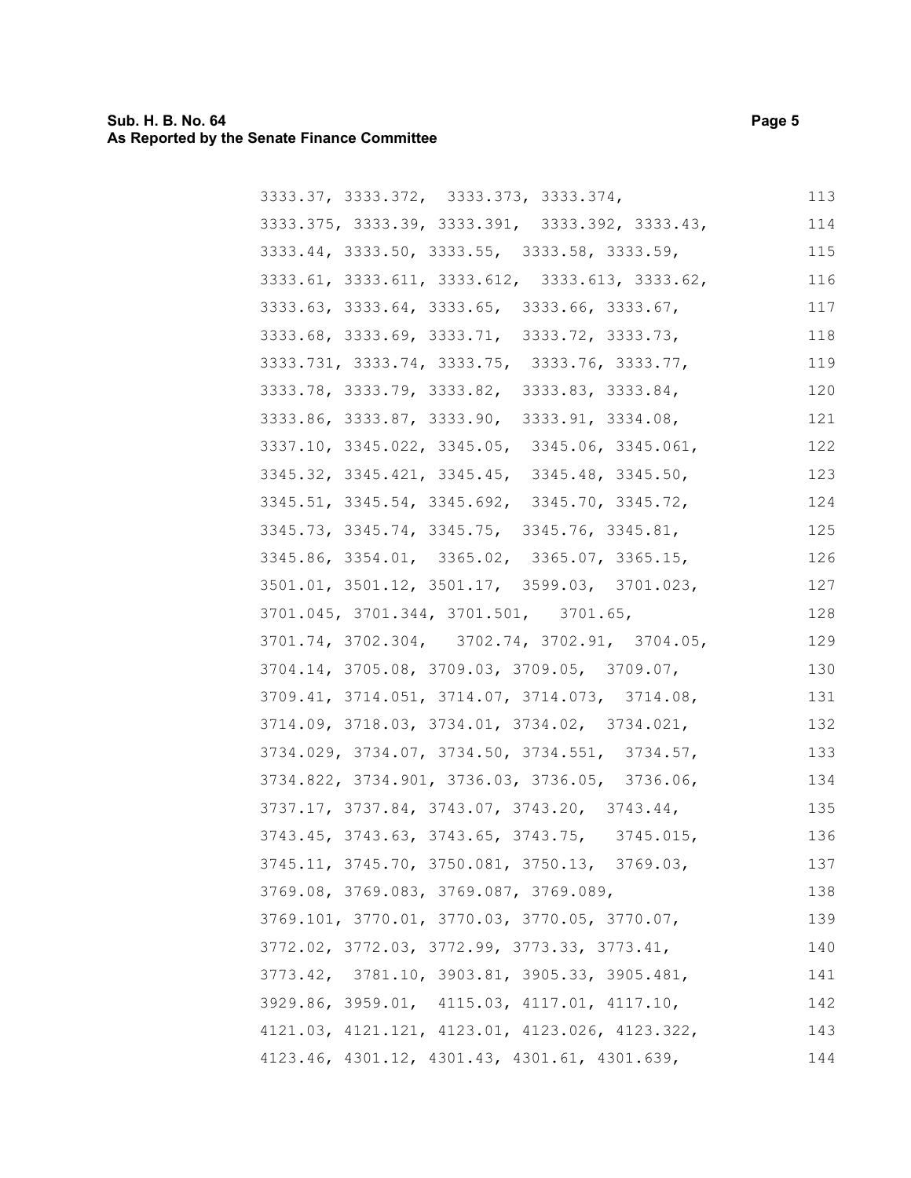3333.37, 3333.372, 3333.373, 3333.374, 113
3333.375, 3333.39, 3333.391, 3333.392, 3333.43, 114
3333.44, 3333.50, 3333.55, 3333.58, 3333.59, 115
3333.61, 3333.611, 3333.612, 3333.613, 3333.62, 116
3333.63, 3333.64, 3333.65, 3333.66, 3333.67, 117
3333.68, 3333.69, 3333.71, 3333.72, 3333.73, 118
3333.731, 3333.74, 3333.75, 3333.76, 3333.77, 119
3333.78, 3333.79, 3333.82, 3333.83, 3333.84, 120
3333.86, 3333.87, 3333.90, 3333.91, 3334.08, 121
3337.10, 3345.022, 3345.05, 3345.06, 3345.061, 122
3345.32, 3345.421, 3345.45, 3345.48, 3345.50, 123
3345.51, 3345.54, 3345.692, 3345.70, 3345.72, 124
3345.73, 3345.74, 3345.75, 3345.76, 3345.81, 125
3345.86, 3354.01, 3365.02, 3365.07, 3365.15, 126
3501.01, 3501.12, 3501.17, 3599.03, 3701.023, 127
3701.045, 3701.344, 3701.501, 3701.65, 128
3701.74, 3702.304, 3702.74, 3702.91, 3704.05, 129
3704.14, 3705.08, 3709.03, 3709.05, 3709.07, 130
3709.41, 3714.051, 3714.07, 3714.073, 3714.08, 131
3714.09, 3718.03, 3734.01, 3734.02, 3734.021, 132
3734.029, 3734.07, 3734.50, 3734.551, 3734.57, 133
3734.822, 3734.901, 3736.03, 3736.05, 3736.06, 134
3737.17, 3737.84, 3743.07, 3743.20, 3743.44, 135
3743.45, 3743.63, 3743.65, 3743.75, 3745.015, 136
3745.11, 3745.70, 3750.081, 3750.13, 3769.03, 137
3769.08, 3769.083, 3769.087, 3769.089, 138
3769.101, 3770.01, 3770.03, 3770.05, 3770.07, 139
3772.02, 3772.03, 3772.99, 3773.33, 3773.41, 140
3773.42, 3781.10, 3903.81, 3905.33, 3905.481, 141
3929.86, 3959.01, 4115.03, 4117.01, 4117.10, 142
4121.03, 4121.121, 4123.01, 4123.026, 4123.322, 143
4123.46, 4301.12, 4301.43, 4301.61, 4301.639, 144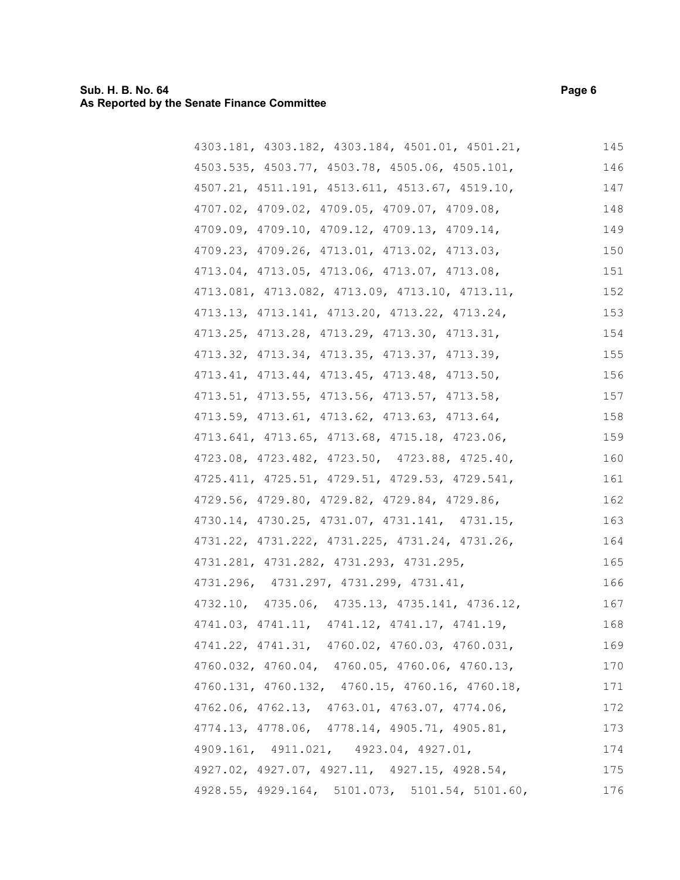4303.181, 4303.182, 4303.184, 4501.01, 4501.21, 4503.535, 4503.77, 4503.78, 4505.06, 4505.101, 4507.21, 4511.191, 4513.611, 4513.67, 4519.10, 4707.02, 4709.02, 4709.05, 4709.07, 4709.08, 4709.09, 4709.10, 4709.12, 4709.13, 4709.14, 4709.23, 4709.26, 4713.01, 4713.02, 4713.03, 4713.04, 4713.05, 4713.06, 4713.07, 4713.08, 4713.081, 4713.082, 4713.09, 4713.10, 4713.11, 4713.13, 4713.141, 4713.20, 4713.22, 4713.24, 4713.25, 4713.28, 4713.29, 4713.30, 4713.31, 4713.32, 4713.34, 4713.35, 4713.37, 4713.39, 4713.41, 4713.44, 4713.45, 4713.48, 4713.50, 4713.51, 4713.55, 4713.56, 4713.57, 4713.58, 4713.59, 4713.61, 4713.62, 4713.63, 4713.64, 4713.641, 4713.65, 4713.68, 4715.18, 4723.06, 4723.08, 4723.482, 4723.50, 4723.88, 4725.40, 4725.411, 4725.51, 4729.51, 4729.53, 4729.541, 4729.56, 4729.80, 4729.82, 4729.84, 4729.86, 4730.14, 4730.25, 4731.07, 4731.141, 4731.15, 4731.22, 4731.222, 4731.225, 4731.24, 4731.26, 4731.281, 4731.282, 4731.293, 4731.295, 4731.296, 4731.297, 4731.299, 4731.41, 4732.10, 4735.06, 4735.13, 4735.141, 4736.12, 4741.03, 4741.11, 4741.12, 4741.17, 4741.19, 4741.22, 4741.31, 4760.02, 4760.03, 4760.031, 4760.032, 4760.04, 4760.05, 4760.06, 4760.13, 4760.131, 4760.132, 4760.15, 4760.16, 4760.18, 4762.06, 4762.13, 4763.01, 4763.07, 4774.06, 4774.13, 4778.06, 4778.14, 4905.71, 4905.81, 4909.161, 4911.021, 4923.04, 4927.01, 4927.02, 4927.07, 4927.11, 4927.15, 4928.54, 4928.55, 4929.164, 5101.073, 5101.54, 5101.60,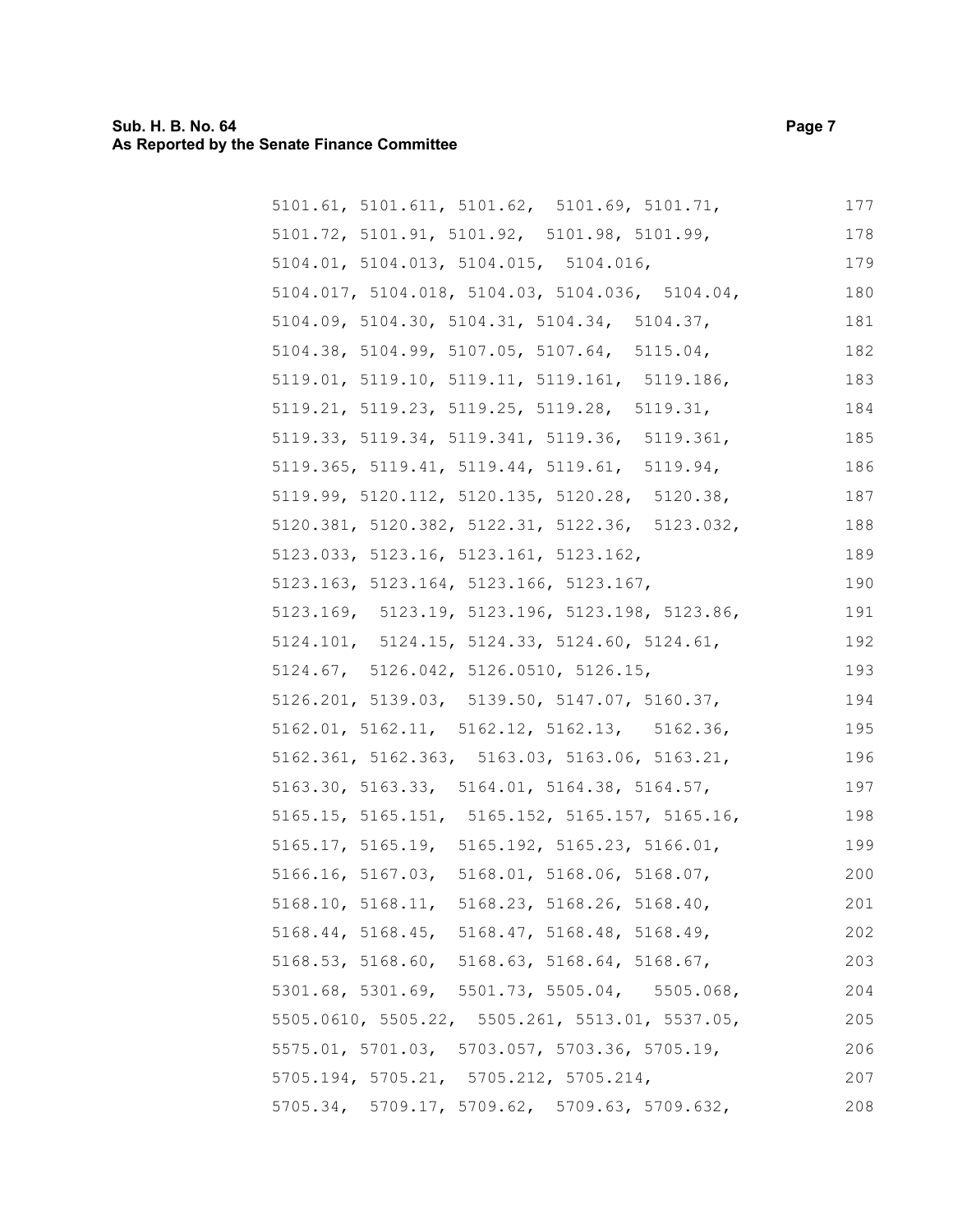5101.61, 5101.611, 5101.62, 5101.69, 5101.71, 177
5101.72, 5101.91, 5101.92, 5101.98, 5101.99, 178
5104.01, 5104.013, 5104.015, 5104.016, 179
5104.017, 5104.018, 5104.03, 5104.036, 5104.04, 180
5104.09, 5104.30, 5104.31, 5104.34, 5104.37, 181
5104.38, 5104.99, 5107.05, 5107.64, 5115.04, 182
5119.01, 5119.10, 5119.11, 5119.161, 5119.186, 183
5119.21, 5119.23, 5119.25, 5119.28, 5119.31, 184
5119.33, 5119.34, 5119.341, 5119.36, 5119.361, 185
5119.365, 5119.41, 5119.44, 5119.61, 5119.94, 186
5119.99, 5120.112, 5120.135, 5120.28, 5120.38, 187
5120.381, 5120.382, 5122.31, 5122.36, 5123.032, 188
5123.033, 5123.16, 5123.161, 5123.162, 189
5123.163, 5123.164, 5123.166, 5123.167, 190
5123.169, 5123.19, 5123.196, 5123.198, 5123.86, 191
5124.101, 5124.15, 5124.33, 5124.60, 5124.61, 192
5124.67, 5126.042, 5126.0510, 5126.15, 193
5126.201, 5139.03, 5139.50, 5147.07, 5160.37, 194
5162.01, 5162.11, 5162.12, 5162.13, 5162.36, 195
5162.361, 5162.363, 5163.03, 5163.06, 5163.21, 196
5163.30, 5163.33, 5164.01, 5164.38, 5164.57, 197
5165.15, 5165.151, 5165.152, 5165.157, 5165.16, 198
5165.17, 5165.19, 5165.192, 5165.23, 5166.01, 199
5166.16, 5167.03, 5168.01, 5168.06, 5168.07, 200
5168.10, 5168.11, 5168.23, 5168.26, 5168.40, 201
5168.44, 5168.45, 5168.47, 5168.48, 5168.49, 202
5168.53, 5168.60, 5168.63, 5168.64, 5168.67, 203
5301.68, 5301.69, 5501.73, 5505.04, 5505.068, 204
5505.0610, 5505.22, 5505.261, 5513.01, 5537.05, 205
5575.01, 5701.03, 5703.057, 5703.36, 5705.19, 206
5705.194, 5705.21, 5705.212, 5705.214, 207
5705.34, 5709.17, 5709.62, 5709.63, 5709.632, 208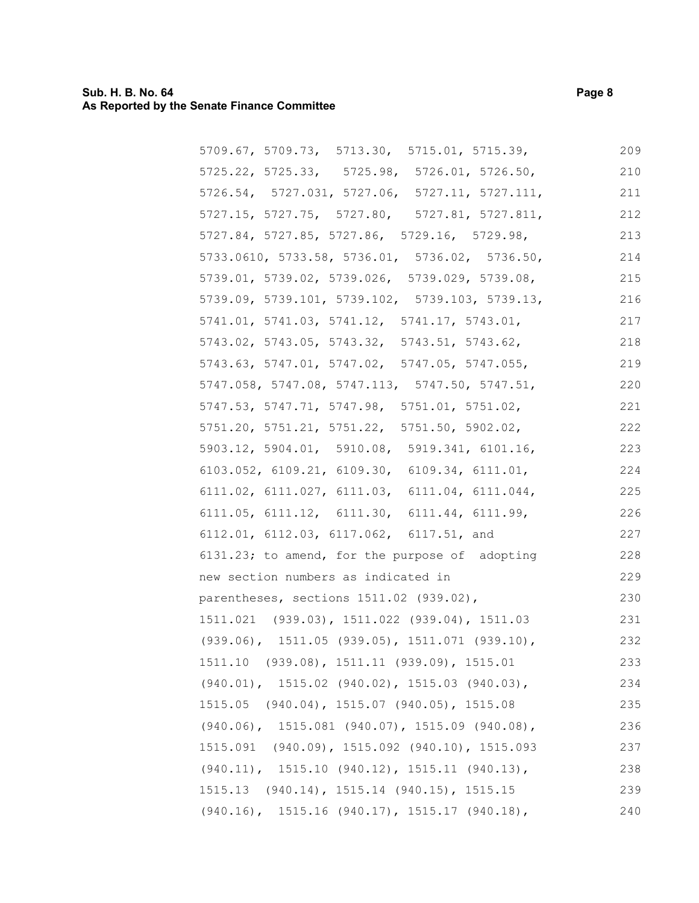5709.67, 5709.73, 5713.30, 5715.01, 5715.39, 5725.22, 5725.33, 5725.98, 5726.01, 5726.50, 5726.54, 5727.031, 5727.06, 5727.11, 5727.111, 5727.15, 5727.75, 5727.80, 5727.81, 5727.811, 5727.84, 5727.85, 5727.86, 5729.16, 5729.98, 5733.0610, 5733.58, 5736.01, 5736.02, 5736.50, 5739.01, 5739.02, 5739.026, 5739.029, 5739.08, 5739.09, 5739.101, 5739.102, 5739.103, 5739.13, 5741.01, 5741.03, 5741.12, 5741.17, 5743.01, 5743.02, 5743.05, 5743.32, 5743.51, 5743.62, 5743.63, 5747.01, 5747.02, 5747.05, 5747.055, 5747.058, 5747.08, 5747.113, 5747.50, 5747.51, 5747.53, 5747.71, 5747.98, 5751.01, 5751.02, 5751.20, 5751.21, 5751.22, 5751.50, 5902.02, 5903.12, 5904.01, 5910.08, 5919.341, 6101.16, 6103.052, 6109.21, 6109.30, 6109.34, 6111.01, 6111.02, 6111.027, 6111.03, 6111.04, 6111.044, 6111.05, 6111.12, 6111.30, 6111.44, 6111.99, 6112.01, 6112.03, 6117.062, 6117.51, and 6131.23; to amend, for the purpose of adopting new section numbers as indicated in parentheses, sections 1511.02 (939.02), 1511.021 (939.03), 1511.022 (939.04), 1511.03 (939.06), 1511.05 (939.05), 1511.071 (939.10), 1511.10 (939.08), 1511.11 (939.09), 1515.01 (940.01), 1515.02 (940.02), 1515.03 (940.03), 1515.05 (940.04), 1515.07 (940.05), 1515.08 (940.06), 1515.081 (940.07), 1515.09 (940.08), 1515.091 (940.09), 1515.092 (940.10), 1515.093 (940.11), 1515.10 (940.12), 1515.11 (940.13), 1515.13 (940.14), 1515.14 (940.15), 1515.15 (940.16), 1515.16 (940.17), 1515.17 (940.18),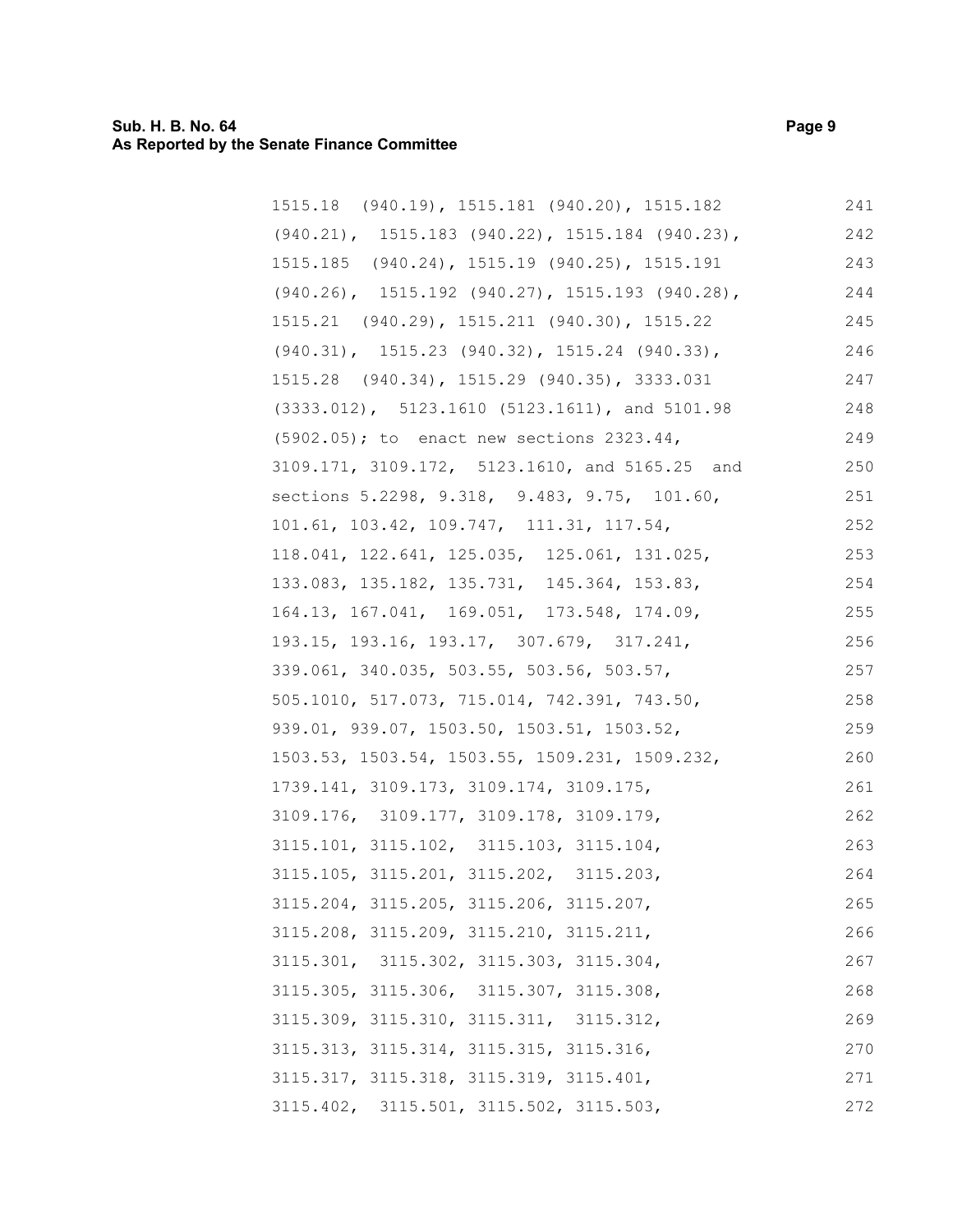1515.18 (940.19), 1515.181 (940.20), 1515.182 (940.21), 1515.183 (940.22), 1515.184 (940.23), 1515.185 (940.24), 1515.19 (940.25), 1515.191 (940.26), 1515.192 (940.27), 1515.193 (940.28), 1515.21 (940.29), 1515.211 (940.30), 1515.22 (940.31), 1515.23 (940.32), 1515.24 (940.33), 1515.28 (940.34), 1515.29 (940.35), 3333.031 (3333.012), 5123.1610 (5123.1611), and 5101.98 (5902.05); to enact new sections 2323.44, 3109.171, 3109.172, 5123.1610, and 5165.25 and sections 5.2298, 9.318, 9.483, 9.75, 101.60, 101.61, 103.42, 109.747, 111.31, 117.54, 118.041, 122.641, 125.035, 125.061, 131.025, 133.083, 135.182, 135.731, 145.364, 153.83, 164.13, 167.041, 169.051, 173.548, 174.09, 193.15, 193.16, 193.17, 307.679, 317.241, 339.061, 340.035, 503.55, 503.56, 503.57, 505.1010, 517.073, 715.014, 742.391, 743.50, 939.01, 939.07, 1503.50, 1503.51, 1503.52, 1503.53, 1503.54, 1503.55, 1509.231, 1509.232, 1739.141, 3109.173, 3109.174, 3109.175, 3109.176, 3109.177, 3109.178, 3109.179, 3115.101, 3115.102, 3115.103, 3115.104, 3115.105, 3115.201, 3115.202, 3115.203, 3115.204, 3115.205, 3115.206, 3115.207, 3115.208, 3115.209, 3115.210, 3115.211, 3115.301, 3115.302, 3115.303, 3115.304, 3115.305, 3115.306, 3115.307, 3115.308, 3115.309, 3115.310, 3115.311, 3115.312, 3115.313, 3115.314, 3115.315, 3115.316, 3115.317, 3115.318, 3115.319, 3115.401, 3115.402, 3115.501, 3115.502, 3115.503,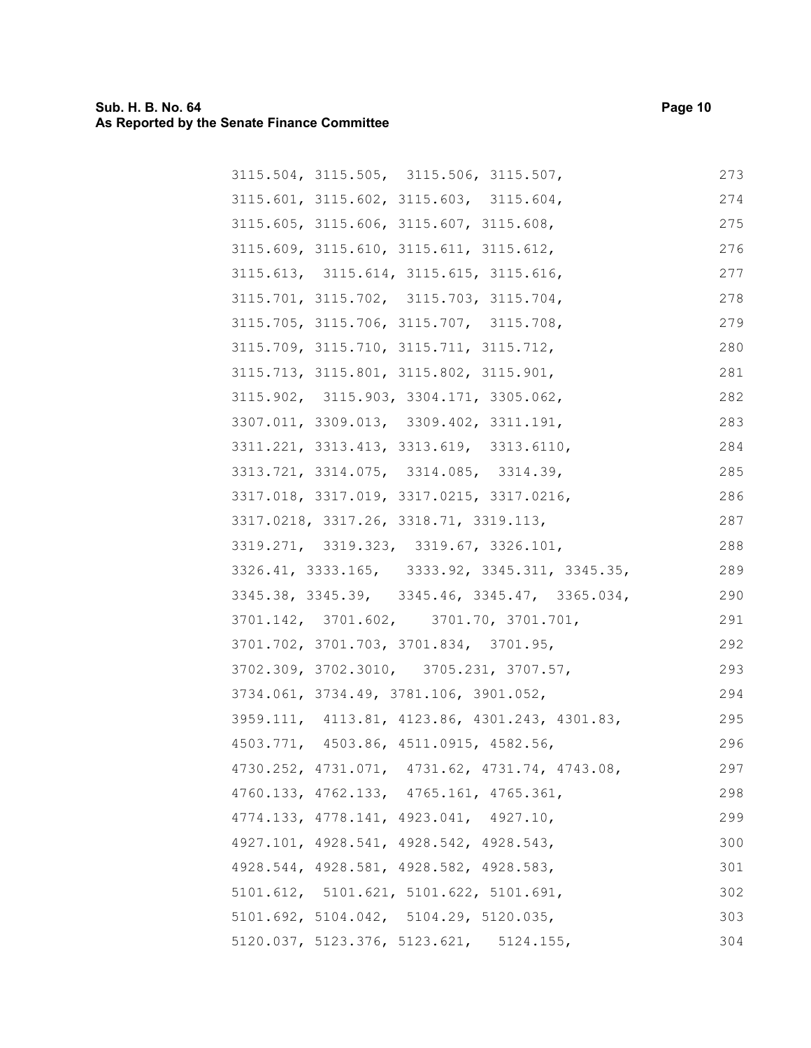3115.504, 3115.505, 3115.506, 3115.507, 273
3115.601, 3115.602, 3115.603, 3115.604, 274
3115.605, 3115.606, 3115.607, 3115.608, 275
3115.609, 3115.610, 3115.611, 3115.612, 276
3115.613, 3115.614, 3115.615, 3115.616, 277
3115.701, 3115.702, 3115.703, 3115.704, 278
3115.705, 3115.706, 3115.707, 3115.708, 279
3115.709, 3115.710, 3115.711, 3115.712, 280
3115.713, 3115.801, 3115.802, 3115.901, 281
3115.902, 3115.903, 3304.171, 3305.062, 282
3307.011, 3309.013, 3309.402, 3311.191, 283
3311.221, 3313.413, 3313.619, 3313.6110, 284
3313.721, 3314.075, 3314.085, 3314.39, 285
3317.018, 3317.019, 3317.0215, 3317.0216, 286
3317.0218, 3317.26, 3318.71, 3319.113, 287
3319.271, 3319.323, 3319.67, 3326.101, 288
3326.41, 3333.165, 3333.92, 3345.311, 3345.35, 289
3345.38, 3345.39, 3345.46, 3345.47, 3365.034, 290
3701.142, 3701.602, 3701.70, 3701.701, 291
3701.702, 3701.703, 3701.834, 3701.95, 292
3702.309, 3702.3010, 3705.231, 3707.57, 293
3734.061, 3734.49, 3781.106, 3901.052, 294
3959.111, 4113.81, 4123.86, 4301.243, 4301.83, 295
4503.771, 4503.86, 4511.0915, 4582.56, 296
4730.252, 4731.071, 4731.62, 4731.74, 4743.08, 297
4760.133, 4762.133, 4765.161, 4765.361, 298
4774.133, 4778.141, 4923.041, 4927.10, 299
4927.101, 4928.541, 4928.542, 4928.543, 300
4928.544, 4928.581, 4928.582, 4928.583, 301
5101.612, 5101.621, 5101.622, 5101.691, 302
5101.692, 5104.042, 5104.29, 5120.035, 303
5120.037, 5123.376, 5123.621, 5124.155, 304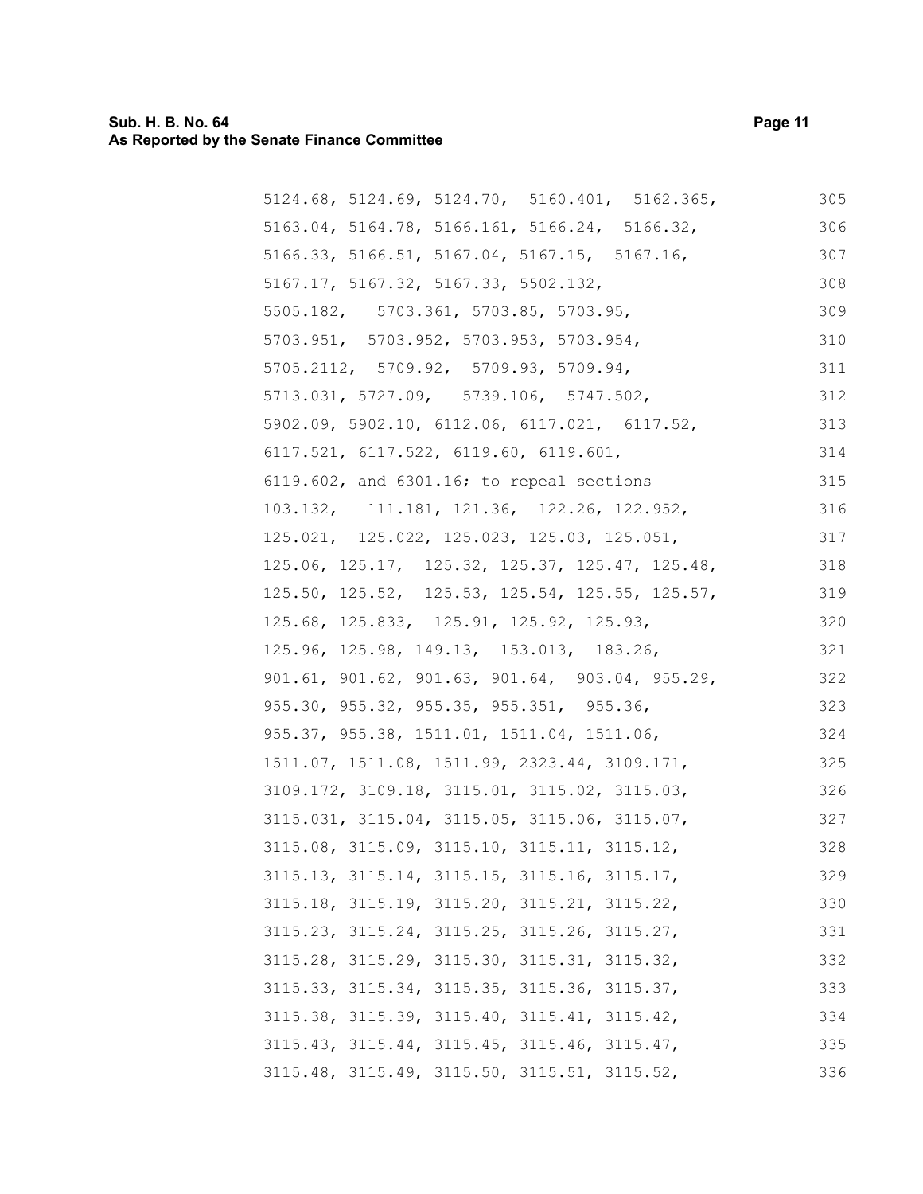5124.68, 5124.69, 5124.70, 5160.401, 5162.365, 5163.04, 5164.78, 5166.161, 5166.24, 5166.32, 5166.33, 5166.51, 5167.04, 5167.15, 5167.16, 5167.17, 5167.32, 5167.33, 5502.132, 5505.182, 5703.361, 5703.85, 5703.95, 5703.951, 5703.952, 5703.953, 5703.954, 5705.2112, 5709.92, 5709.93, 5709.94, 5713.031, 5727.09, 5739.106, 5747.502, 5902.09, 5902.10, 6112.06, 6117.021, 6117.52, 6117.521, 6117.522, 6119.60, 6119.601, 6119.602, and 6301.16; to repeal sections 103.132, 111.181, 121.36, 122.26, 122.952, 125.021, 125.022, 125.023, 125.03, 125.051, 125.06, 125.17, 125.32, 125.37, 125.47, 125.48, 125.50, 125.52, 125.53, 125.54, 125.55, 125.57, 125.68, 125.833, 125.91, 125.92, 125.93, 125.96, 125.98, 149.13, 153.013, 183.26, 901.61, 901.62, 901.63, 901.64, 903.04, 955.29, 955.30, 955.32, 955.35, 955.351, 955.36, 955.37, 955.38, 1511.01, 1511.04, 1511.06, 1511.07, 1511.08, 1511.99, 2323.44, 3109.171, 3109.172, 3109.18, 3115.01, 3115.02, 3115.03, 3115.031, 3115.04, 3115.05, 3115.06, 3115.07, 3115.08, 3115.09, 3115.10, 3115.11, 3115.12, 3115.13, 3115.14, 3115.15, 3115.16, 3115.17, 3115.18, 3115.19, 3115.20, 3115.21, 3115.22, 3115.23, 3115.24, 3115.25, 3115.26, 3115.27, 3115.28, 3115.29, 3115.30, 3115.31, 3115.32, 3115.33, 3115.34, 3115.35, 3115.36, 3115.37, 3115.38, 3115.39, 3115.40, 3115.41, 3115.42, 3115.43, 3115.44, 3115.45, 3115.46, 3115.47, 3115.48, 3115.49, 3115.50, 3115.51, 3115.52,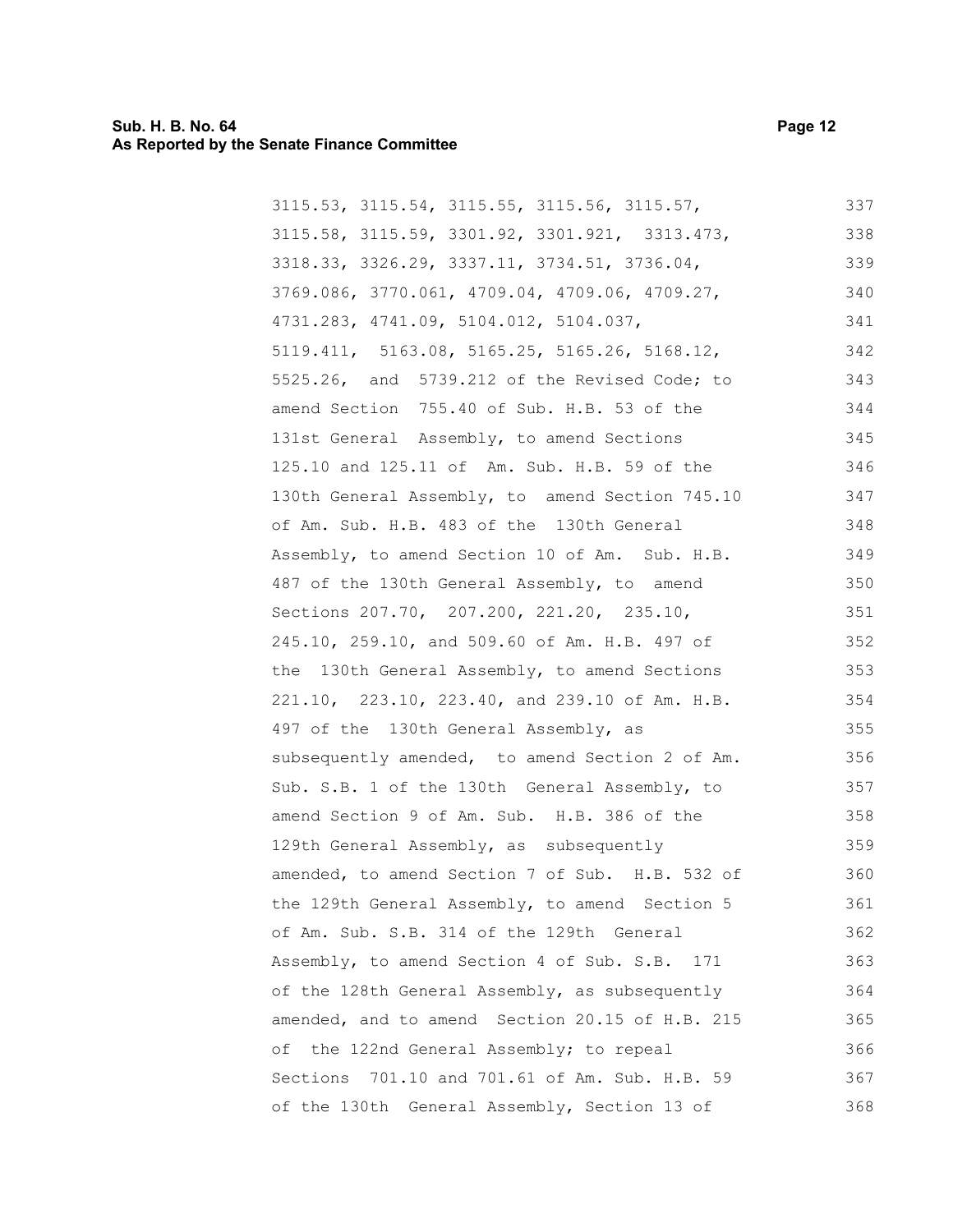3115.53, 3115.54, 3115.55, 3115.56, 3115.57, 3115.58, 3115.59, 3301.92, 3301.921, 3313.473, 3318.33, 3326.29, 3337.11, 3734.51, 3736.04, 3769.086, 3770.061, 4709.04, 4709.06, 4709.27, 4731.283, 4741.09, 5104.012, 5104.037, 5119.411, 5163.08, 5165.25, 5165.26, 5168.12, 5525.26, and 5739.212 of the Revised Code; to amend Section 755.40 of Sub. H.B. 53 of the 131st General Assembly, to amend Sections 125.10 and 125.11 of Am. Sub. H.B. 59 of the 130th General Assembly, to amend Section 745.10 of Am. Sub. H.B. 483 of the 130th General Assembly, to amend Section 10 of Am. Sub. H.B. 487 of the 130th General Assembly, to amend Sections 207.70, 207.200, 221.20, 235.10, 245.10, 259.10, and 509.60 of Am. H.B. 497 of the 130th General Assembly, to amend Sections 221.10, 223.10, 223.40, and 239.10 of Am. H.B. 497 of the 130th General Assembly, as subsequently amended, to amend Section 2 of Am. Sub. S.B. 1 of the 130th General Assembly, to amend Section 9 of Am. Sub. H.B. 386 of the 129th General Assembly, as subsequently amended, to amend Section 7 of Sub. H.B. 532 of the 129th General Assembly, to amend Section 5 of Am. Sub. S.B. 314 of the 129th General Assembly, to amend Section 4 of Sub. S.B. 171 of the 128th General Assembly, as subsequently amended, and to amend Section 20.15 of H.B. 215 of the 122nd General Assembly; to repeal Sections 701.10 and 701.61 of Am. Sub. H.B. 59 of the 130th General Assembly, Section 13 of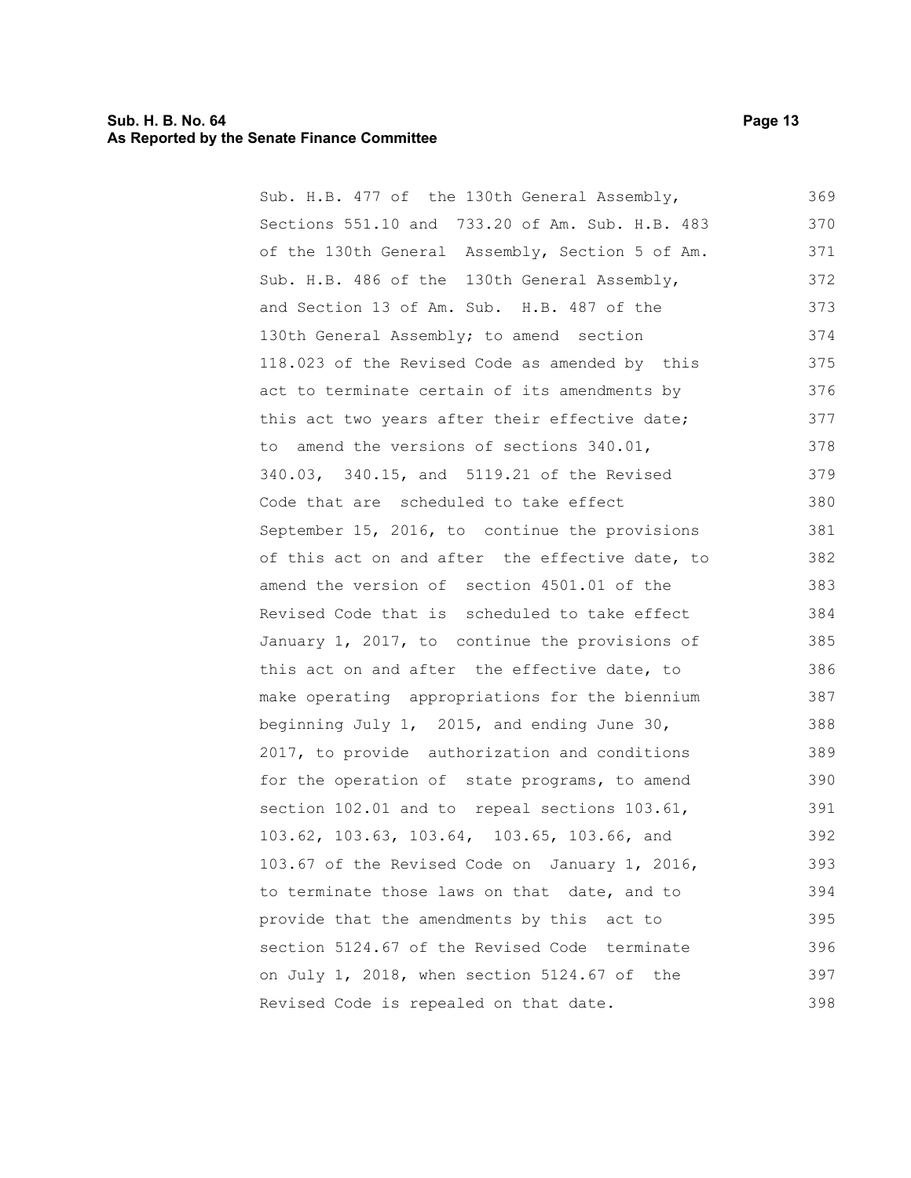Sub. H.B. 477 of the 130th General Assembly, Sections 551.10 and 733.20 of Am. Sub. H.B. 483 of the 130th General Assembly, Section 5 of Am. Sub. H.B. 486 of the 130th General Assembly, and Section 13 of Am. Sub. H.B. 487 of the 130th General Assembly; to amend section 118.023 of the Revised Code as amended by this act to terminate certain of its amendments by this act two years after their effective date; to amend the versions of sections 340.01, 340.03, 340.15, and 5119.21 of the Revised Code that are scheduled to take effect September 15, 2016, to continue the provisions of this act on and after the effective date, to amend the version of section 4501.01 of the Revised Code that is scheduled to take effect January 1, 2017, to continue the provisions of this act on and after the effective date, to make operating appropriations for the biennium beginning July 1, 2015, and ending June 30, 2017, to provide authorization and conditions for the operation of state programs, to amend section 102.01 and to repeal sections 103.61, 103.62, 103.63, 103.64, 103.65, 103.66, and 103.67 of the Revised Code on January 1, 2016, to terminate those laws on that date, and to provide that the amendments by this act to section 5124.67 of the Revised Code terminate on July 1, 2018, when section 5124.67 of the Revised Code is repealed on that date.